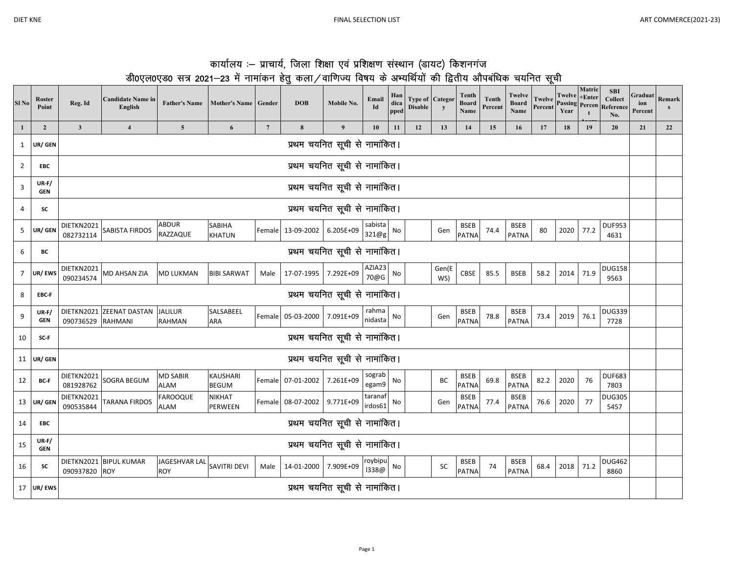# कार्यालय :– प्राचार्य, जिला शिक्षा एवं प्रशिक्षण संस्थान (डायट) किशनगंज

## डी0एल0एड0 सत्र 2021–23 में नामांकन हेतु कला/वाणिज्य विषय के अभ्यर्थियों की द्वितीय औपबंधिक चयनित सूची

| Sl No | Roster Point | Reg. Id | Candidate Name in English | Father's Name | Mother's Name | Gender | DOB | Mobile No. | Email Id | Handicapped | Type of Disable | Category | Tenth Board Name | Tenth Percent | Twelve Board Name | Twelve Percent | Twelve Passing Year | Matric+Enter Percent Avg | SBI Collect Reference No. | Graduation Percent | Remarks |
|---|---|---|---|---|---|---|---|---|---|---|---|---|---|---|---|---|---|---|---|---|---|
| 1 | 2 | 3 | 4 | 5 | 6 | 7 | 8 | 9 | 10 | 11 | 12 | 13 | 14 | 15 | 16 | 17 | 18 | 19 | 20 | 21 | 22 |
| 1 | UR/ GEN | प्रथम चयनित सूची से नामांकित। | | | | | | | | | | | | | | | | | | | |
| 2 | EBC | प्रथम चयनित सूची से नामांकित। | | | | | | | | | | | | | | | | | | | |
| 3 | UR-F/ GEN | प्रथम चयनित सूची से नामांकित। | | | | | | | | | | | | | | | | | | | |
| 4 | SC | प्रथम चयनित सूची से नामांकित। | | | | | | | | | | | | | | | | | | | |
| 5 | UR/ GEN | DIETKN2021082732114 | SABISTA FIRDOS | ABDUR RAZZAQUE | SABIHA KHATUN | Female | 13-09-2002 | 6.205E+09 | sabista321@g | No | | Gen | BSEB PATNA | 74.4 | BSEB PATNA | 80 | 2020 | 77.2 | DUF9534631 | | |
| 6 | BC | प्रथम चयनित सूची से नामांकित। | | | | | | | | | | | | | | | | | | | |
| 7 | UR/ EWS | DIETKN2021090234574 | MD AHSAN ZIA | MD LUKMAN | BIBI SARWAT | Male | 17-07-1995 | 7.292E+09 | AZIA2370@G | No | | Gen(EWS) | CBSE | 85.5 | BSEB | 58.2 | 2014 | 71.9 | DUG1589563 | | |
| 8 | EBC-F | प्रथम चयनित सूची से नामांकित। | | | | | | | | | | | | | | | | | | | |
| 9 | UR-F/ GEN | DIETKN2021090736529 | ZEENAT DASTAN RAHMANI | JALILUR RAHMAN | SALSABEEL ARA | Female | 05-03-2000 | 7.091E+09 | rahmanidasta | No | | Gen | BSEB PATNA | 78.8 | BSEB PATNA | 73.4 | 2019 | 76.1 | DUG3397728 | | |
| 10 | SC-F | प्रथम चयनित सूची से नामांकित। | | | | | | | | | | | | | | | | | | | |
| 11 | UR/ GEN | प्रथम चयनित सूची से नामांकित। | | | | | | | | | | | | | | | | | | | |
| 12 | BC-F | DIETKN2021081928762 | SOGRA BEGUM | MD SABIR ALAM | KAUSHARI BEGUM | Female | 07-01-2002 | 7.261E+09 | sograbegam9 | No | | BC | BSEB PATNA | 69.8 | BSEB PATNA | 82.2 | 2020 | 76 | DUF6837803 | | |
| 13 | UR/ GEN | DIETKN2021090535844 | TARANA FIRDOS | FAROOQUE ALAM | NIKHAT PERWEEN | Female | 08-07-2002 | 9.771E+09 | taranafirdos61 | No | | Gen | BSEB PATNA | 77.4 | BSEB PATNA | 76.6 | 2020 | 77 | DUG3055457 | | |
| 14 | EBC | प्रथम चयनित सूची से नामांकित। | | | | | | | | | | | | | | | | | | | |
| 15 | UR-F/ GEN | प्रथम चयनित सूची से नामांकित। | | | | | | | | | | | | | | | | | | | |
| 16 | SC | DIETKN2021090937820 | BIPUL KUMAR ROY | JAGESHVAR LAL ROY | SAVITRI DEVI | Male | 14-01-2000 | 7.909E+09 | roybipul338@ | No | | SC | BSEB PATNA | 74 | BSEB PATNA | 68.4 | 2018 | 71.2 | DUG4628860 | | |
| 17 | UR/ EWS | प्रथम चयनित सूची से नामांकित। | | | | | | | | | | | | | | | | | | | |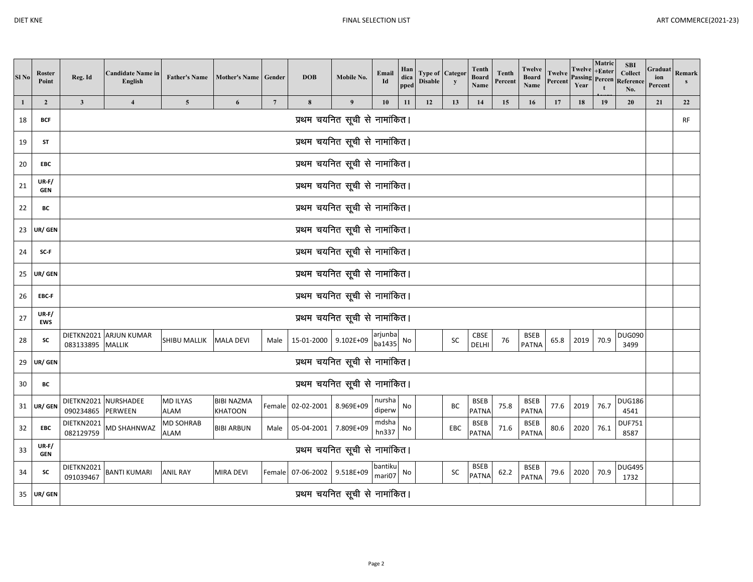| Sl No | Roster Point | Reg. Id | Candidate Name in English | Father's Name | Mother's Name | Gender | DOB | Mobile No. | Email Id | Handicapped | Type of Disable | Category | Tenth Board Name | Tenth Percent | Twelve Board Name | Twelve Percent | Twelve Passing Year | Matric +Enter Percent | SBI Collect Reference No. | Graduation Percent | Remarks |
|---|---|---|---|---|---|---|---|---|---|---|---|---|---|---|---|---|---|---|---|---|---|
| 1 | 2 | 3 | 4 | 5 | 6 | 7 | 8 | 9 | 10 | 11 | 12 | 13 | 14 | 15 | 16 | 17 | 18 | 19 | 20 | 21 | 22 |
| 18 | BCF | प्रथम चयनित सूची से नामांकित। | | | | | | | | | | | | | | | | | | | RF |
| 19 | ST | प्रथम चयनित सूची से नामांकित। | | | | | | | | | | | | | | | | | | | |
| 20 | EBC | प्रथम चयनित सूची से नामांकित। | | | | | | | | | | | | | | | | | | | |
| 21 | UR-F/ GEN | प्रथम चयनित सूची से नामांकित। | | | | | | | | | | | | | | | | | | | |
| 22 | BC | प्रथम चयनित सूची से नामांकित। | | | | | | | | | | | | | | | | | | | |
| 23 | UR/ GEN | प्रथम चयनित सूची से नामांकित। | | | | | | | | | | | | | | | | | | | |
| 24 | SC-F | प्रथम चयनित सूची से नामांकित। | | | | | | | | | | | | | | | | | | | |
| 25 | UR/ GEN | प्रथम चयनित सूची से नामांकित। | | | | | | | | | | | | | | | | | | | |
| 26 | EBC-F | प्रथम चयनित सूची से नामांकित। | | | | | | | | | | | | | | | | | | | |
| 27 | UR-F/ EWS | प्रथम चयनित सूची से नामांकित। | | | | | | | | | | | | | | | | | | | |
| 28 | SC | DIETKN2021 083133895 | ARJUN KUMAR MALLIK | SHIBU MALLIK | MALA DEVI | Male | 15-01-2000 | 9.102E+09 | arjunba ba1435 | No | | SC | CBSE DELHI | 76 | BSEB PATNA | 65.8 | 2019 | 70.9 | DUG090 3499 | | |
| 29 | UR/ GEN | प्रथम चयनित सूची से नामांकित। | | | | | | | | | | | | | | | | | | | |
| 30 | BC | प्रथम चयनित सूची से नामांकित। | | | | | | | | | | | | | | | | | | | |
| 31 | UR/ GEN | DIETKN2021 090234865 | NURSHADEE PERWEEN | MD ILYAS ALAM | BIBI NAZMA KHATOON | Female | 02-02-2001 | 8.969E+09 | nursha diperw | No | | BC | BSEB PATNA | 75.8 | BSEB PATNA | 77.6 | 2019 | 76.7 | DUG186 4541 | | |
| 32 | EBC | DIETKN2021 082129759 | MD SHAHNWAZ | MD SOHRAB ALAM | BIBI ARBUN | Male | 05-04-2001 | 7.809E+09 | mdsha hn337 | No | | EBC | BSEB PATNA | 71.6 | BSEB PATNA | 80.6 | 2020 | 76.1 | DUF751 8587 | | |
| 33 | UR-F/ GEN | प्रथम चयनित सूची से नामांकित। | | | | | | | | | | | | | | | | | | | |
| 34 | SC | DIETKN2021 091039467 | BANTI KUMARI | ANIL RAY | MIRA DEVI | Female | 07-06-2002 | 9.518E+09 | bantiku mari07 | No | | SC | BSEB PATNA | 62.2 | BSEB PATNA | 79.6 | 2020 | 70.9 | DUG495 1732 | | |
| 35 | UR/ GEN | प्रथम चयनित सूची से नामांकित। | | | | | | | | | | | | | | | | | | | |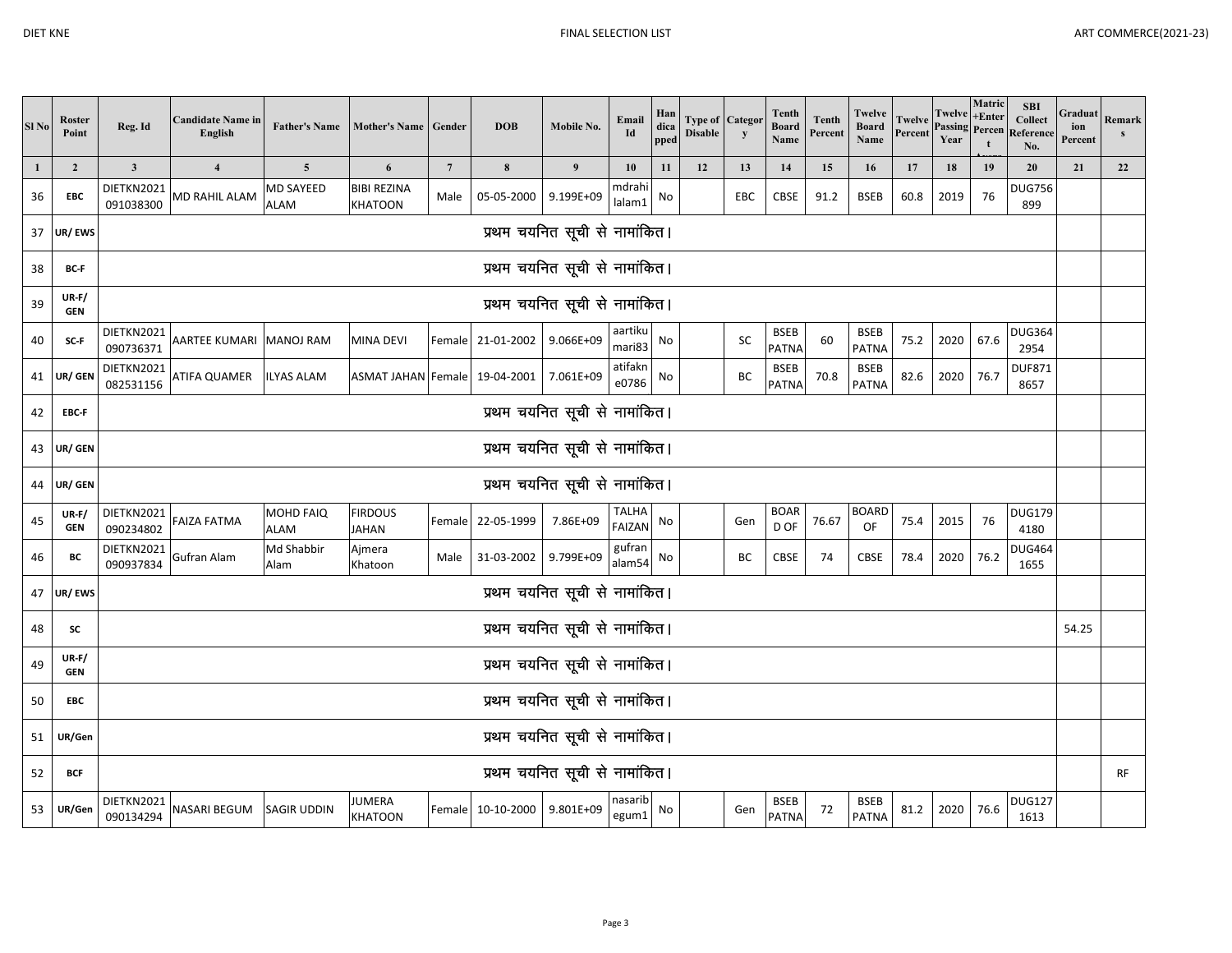| Sl No | Roster Point | Reg. Id | Candidate Name in English | Father's Name | Mother's Name | Gender | DOB | Mobile No. | Email Id | Handicapped | Type of Disable | Category | Tenth Board Name | Tenth Percent | Twelve Board Name | Twelve Percent | Twelve Passing Year | Matric +Enter Percent | SBI Collect Reference No. | Graduation Percent | Remarks |
|---|---|---|---|---|---|---|---|---|---|---|---|---|---|---|---|---|---|---|---|---|---|
| 1 | 2 | 3 | 4 | 5 | 6 | 7 | 8 | 9 | 10 | 11 | 12 | 13 | 14 | 15 | 16 | 17 | 18 | 19 | 20 | 21 | 22 |
| 36 | EBC | DIETKN2021091038300 | MD RAHIL ALAM | MD SAYEED ALAM | BIBI REZINA KHATOON | Male | 05-05-2000 | 9.199E+09 | mdrahilalam1 | No | | EBC | CBSE | 91.2 | BSEB | 60.8 | 2019 | 76 | DUG756899 | | |
| 37 | UR/ EWS | प्रथम चयनित सूची से नामांकित। | | | | | | | | | | | | | | | | | | | |
| 38 | BC-F | प्रथम चयनित सूची से नामांकित। | | | | | | | | | | | | | | | | | | | |
| 39 | UR-F/ GEN | प्रथम चयनित सूची से नामांकित। | | | | | | | | | | | | | | | | | | | |
| 40 | SC-F | DIETKN2021090736371 | AARTEE KUMARI | MANOJ RAM | MINA DEVI | Female | 21-01-2002 | 9.066E+09 | aartikumari83 | No | | SC | BSEB PATNA | 60 | BSEB PATNA | 75.2 | 2020 | 67.6 | DUG3642954 | | |
| 41 | UR/ GEN | DIETKN2021082531156 | ATIFA QUAMER | ILYAS ALAM | ASMAT JAHAN | Female | 19-04-2001 | 7.061E+09 | atifakne0786 | No | | BC | BSEB PATNA | 70.8 | BSEB PATNA | 82.6 | 2020 | 76.7 | DUF8718657 | | |
| 42 | EBC-F | प्रथम चयनित सूची से नामांकित। | | | | | | | | | | | | | | | | | | | |
| 43 | UR/ GEN | प्रथम चयनित सूची से नामांकित। | | | | | | | | | | | | | | | | | | | |
| 44 | UR/ GEN | प्रथम चयनित सूची से नामांकित। | | | | | | | | | | | | | | | | | | | |
| 45 | UR-F/ GEN | DIETKN2021090234802 | FAIZA FATMA | MOHD FAIQ ALAM | FIRDOUS JAHAN | Female | 22-05-1999 | 7.86E+09 | TALHA FAIZAN | No | | Gen | BOARD OF | 76.67 | BOARD OF | 75.4 | 2015 | 76 | DUG1794180 | | |
| 46 | BC | DIETKN2021090937834 | Gufran Alam | Md Shabbir Alam | Ajmera Khatoon | Male | 31-03-2002 | 9.799E+09 | gufranalam54 | No | | BC | CBSE | 74 | CBSE | 78.4 | 2020 | 76.2 | DUG4641655 | | |
| 47 | UR/ EWS | प्रथम चयनित सूची से नामांकित। | | | | | | | | | | | | | | | | | | | |
| 48 | SC | प्रथम चयनित सूची से नामांकित। | | | | | | | | | | | | | | | | | | 54.25 | |
| 49 | UR-F/ GEN | प्रथम चयनित सूची से नामांकित। | | | | | | | | | | | | | | | | | | | |
| 50 | EBC | प्रथम चयनित सूची से नामांकित। | | | | | | | | | | | | | | | | | | | |
| 51 | UR/Gen | प्रथम चयनित सूची से नामांकित। | | | | | | | | | | | | | | | | | | | |
| 52 | BCF | प्रथम चयनित सूची से नामांकित। | | | | | | | | | | | | | | | | | | | RF |
| 53 | UR/Gen | DIETKN2021090134294 | NASARI BEGUM | SAGIR UDDIN | JUMERA KHATOON | Female | 10-10-2000 | 9.801E+09 | nasaribegum1 | No | | Gen | BSEB PATNA | 72 | BSEB PATNA | 81.2 | 2020 | 76.6 | DUG1271613 | | |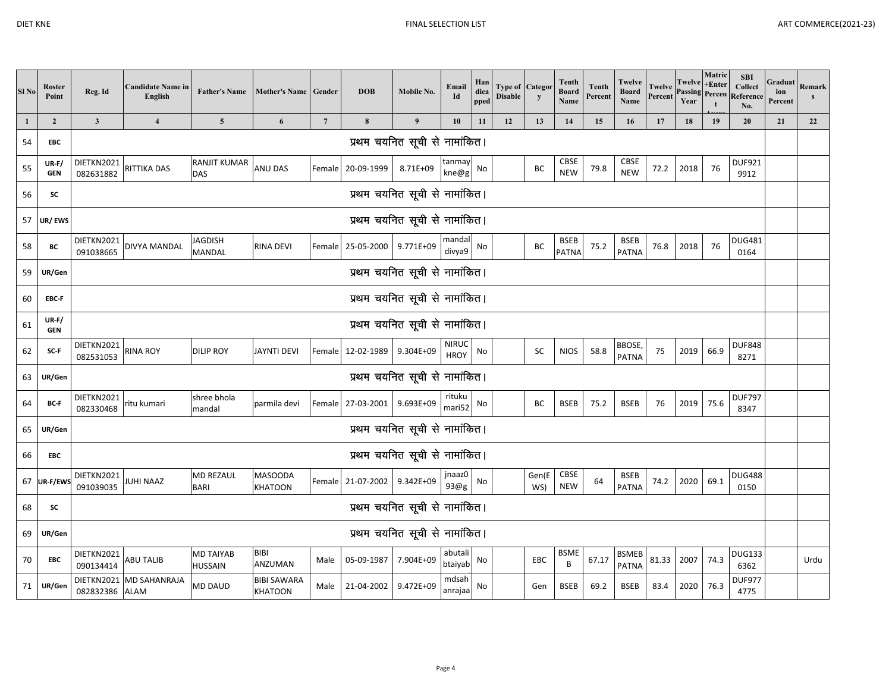| Sl No | Roster Point | Reg. Id | Candidate Name in English | Father's Name | Mother's Name | Gender | DOB | Mobile No. | Email Id | Handicapped | Type of Disable | Category | Tenth Board Name | Tenth Percent | Twelve Board Name | Twelve Percent | Twelve Passing Year | Matric +Enter Percent Avarage | SBI Collect Reference No. | Graduation Percent | Remarks |
|---|---|---|---|---|---|---|---|---|---|---|---|---|---|---|---|---|---|---|---|---|---|
| 1 | 2 | 3 | 4 | 5 | 6 | 7 | 8 | 9 | 10 | 11 | 12 | 13 | 14 | 15 | 16 | 17 | 18 | 19 | 20 | 21 | 22 |
| 54 | EBC | प्रथम चयनित सूची से नामांकित। | | | | | | | | | | | | | | | | | | | |
| 55 | UR-F/ GEN | DIETKN2021 082631882 | RITTIKA DAS | RANJIT KUMAR DAS | ANU DAS | Female | 20-09-1999 | 8.71E+09 | tanmay kne@g | No | | BC | CBSE NEW | 79.8 | CBSE NEW | 72.2 | 2018 | 76 | DUF921 9912 | | |
| 56 | SC | प्रथम चयनित सूची से नामांकित। | | | | | | | | | | | | | | | | | | | |
| 57 | UR/ EWS | प्रथम चयनित सूची से नामांकित। | | | | | | | | | | | | | | | | | | | |
| 58 | BC | DIETKN2021 091038665 | DIVYA MANDAL | JAGDISH MANDAL | RINA DEVI | Female | 25-05-2000 | 9.771E+09 | mandal divya9 | No | | BC | BSEB PATNA | 75.2 | BSEB PATNA | 76.8 | 2018 | 76 | DUG481 0164 | | |
| 59 | UR/Gen | प्रथम चयनित सूची से नामांकित। | | | | | | | | | | | | | | | | | | | |
| 60 | EBC-F | प्रथम चयनित सूची से नामांकित। | | | | | | | | | | | | | | | | | | | |
| 61 | UR-F/ GEN | प्रथम चयनित सूची से नामांकित। | | | | | | | | | | | | | | | | | | | |
| 62 | SC-F | DIETKN2021 082531053 | RINA ROY | DILIP ROY | JAYNTI DEVI | Female | 12-02-1989 | 9.304E+09 | NIRUC HROY | No | | SC | NIOS | 58.8 | BBOSE, PATNA | 75 | 2019 | 66.9 | DUF848 8271 | | |
| 63 | UR/Gen | प्रथम चयनित सूची से नामांकित। | | | | | | | | | | | | | | | | | | | |
| 64 | BC-F | DIETKN2021 082330468 | ritu kumari | shree bhola mandal | parmila devi | Female | 27-03-2001 | 9.693E+09 | rituku mari52 | No | | BC | BSEB | 75.2 | BSEB | 76 | 2019 | 75.6 | DUF797 8347 | | |
| 65 | UR/Gen | प्रथम चयनित सूची से नामांकित। | | | | | | | | | | | | | | | | | | | |
| 66 | EBC | प्रथम चयनित सूची से नामांकित। | | | | | | | | | | | | | | | | | | | |
| 67 | UR-F/EWS | DIETKN2021 091039035 | JUHI NAAZ | MD REZAUL BARI | MASOODA KHATOON | Female | 21-07-2002 | 9.342E+09 | jnaaz0 93@g | No | | Gen(EWS) | CBSE NEW | 64 | BSEB PATNA | 74.2 | 2020 | 69.1 | DUG488 0150 | | |
| 68 | SC | प्रथम चयनित सूची से नामांकित। | | | | | | | | | | | | | | | | | | | |
| 69 | UR/Gen | प्रथम चयनित सूची से नामांकित। | | | | | | | | | | | | | | | | | | | |
| 70 | EBC | DIETKN2021 090134414 | ABU TALIB | MD TAIYAB HUSSAIN | BIBI ANZUMAN | Male | 05-09-1987 | 7.904E+09 | abutali btaiyab | No | | EBC | BSMEB | 67.17 | BSMEB PATNA | 81.33 | 2007 | 74.3 | DUG133 6362 | | Urdu |
| 71 | UR/Gen | DIETKN2021 082832386 | MD SAHANRAJA ALAM | MD DAUD | BIBI SAWARA KHATOON | Male | 21-04-2002 | 9.472E+09 | mdsah anrajaa | No | | Gen | BSEB | 69.2 | BSEB | 83.4 | 2020 | 76.3 | DUF977 4775 | | |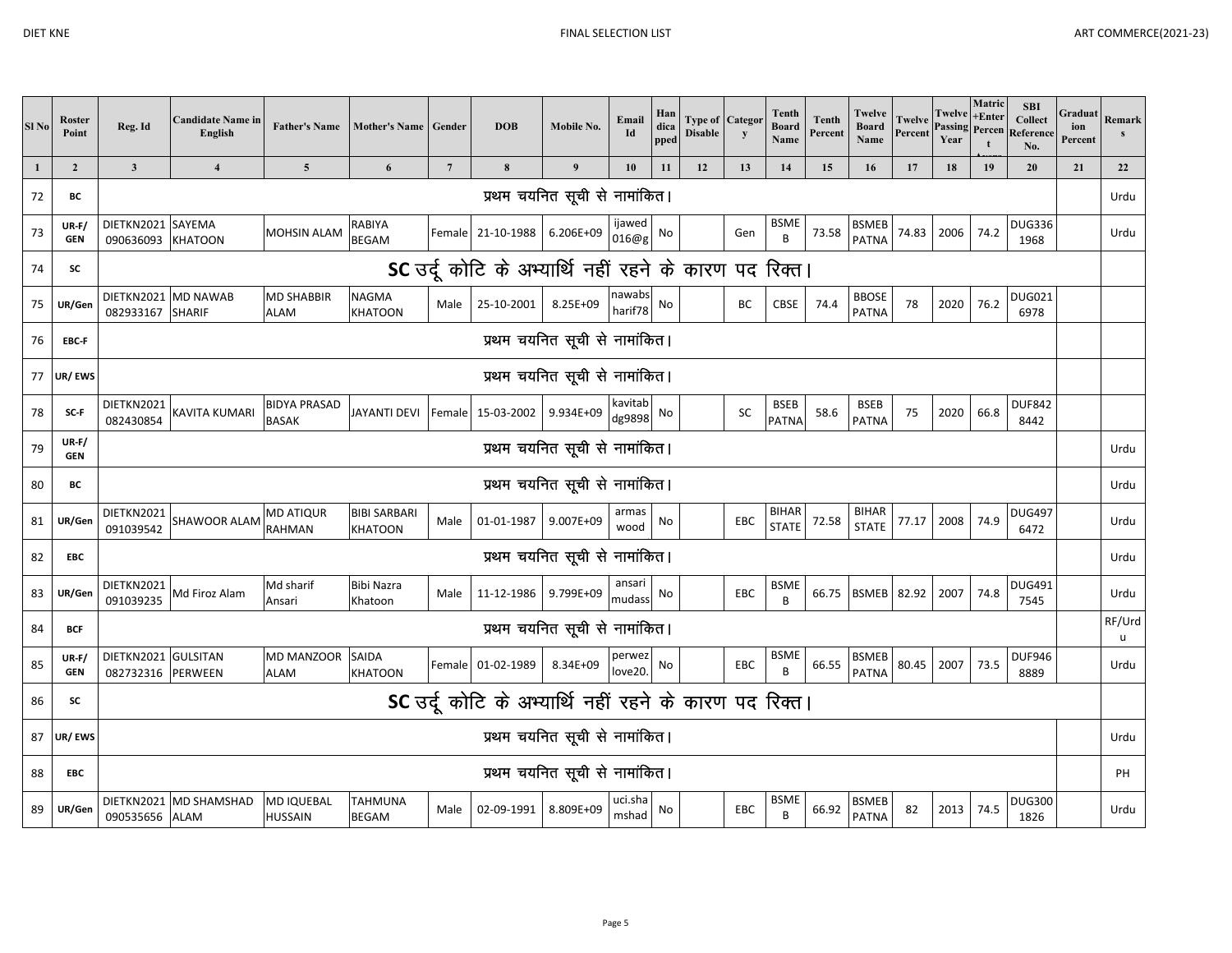| Sl No | Roster Point | Reg. Id | Candidate Name in English | Father's Name | Mother's Name | Gender | DOB | Mobile No. | Email Id | Handicapped | Type of Disable | Category | Tenth Board Name | Tenth Percent | Twelve Board Name | Twelve Percent | Twelve Passing Year | Matric +Enter Percent Average | SBI Collect Reference No. | Graduation Percent | Remarks |
|---|---|---|---|---|---|---|---|---|---|---|---|---|---|---|---|---|---|---|---|---|---|
| 1 | 2 | 3 | 4 | 5 | 6 | 7 | 8 | 9 | 10 | 11 | 12 | 13 | 14 | 15 | 16 | 17 | 18 | 19 | 20 | 21 | 22 |
| 72 | BC | प्रथम चयनित सूची से नामांकित। | | | | | | | | | | | | | | | | | | | Urdu |
| 73 | UR-F/ GEN | DIETKN2021 090636093 | SAYEMA KHATOON | MOHSIN ALAM | RABIYA BEGAM | Female | 21-10-1988 | 6.206E+09 | ijawed 016@g | No | | Gen | BSMEB | 73.58 | BSMEB PATNA | 74.83 | 2006 | 74.2 | DUG336 1968 | | Urdu |
| 74 | SC | SC उर्दू कोटि के अभ्यार्थि नहीं रहने के कारण पद रिक्त। | | | | | | | | | | | | | | | | | | | |
| 75 | UR/Gen | DIETKN2021 082933167 | MD NAWAB SHARIF | MD SHABBIR ALAM | NAGMA KHATOON | Male | 25-10-2001 | 8.25E+09 | nawabs harif78 | No | | BC | CBSE | 74.4 | BBOSE PATNA | 78 | 2020 | 76.2 | DUG021 6978 | | |
| 76 | EBC-F | प्रथम चयनित सूची से नामांकित। | | | | | | | | | | | | | | | | | | | |
| 77 | UR/ EWS | प्रथम चयनित सूची से नामांकित। | | | | | | | | | | | | | | | | | | | |
| 78 | SC-F | DIETKN2021 082430854 | KAVITA KUMARI | BIDYA PRASAD BASAK | JAYANTI DEVI | Female | 15-03-2002 | 9.934E+09 | kavitab dg9898 | No | | SC | BSEB PATNA | 58.6 | BSEB PATNA | 75 | 2020 | 66.8 | DUF842 8442 | | |
| 79 | UR-F/ GEN | प्रथम चयनित सूची से नामांकित। | | | | | | | | | | | | | | | | | | | Urdu |
| 80 | BC | प्रथम चयनित सूची से नामांकित। | | | | | | | | | | | | | | | | | | | Urdu |
| 81 | UR/Gen | DIETKN2021 091039542 | SHAWOOR ALAM | MD ATIQUR RAHMAN | BIBI SARBARI KHATOON | Male | 01-01-1987 | 9.007E+09 | armas wood | No | | EBC | BIHAR STATE | 72.58 | BIHAR STATE | 77.17 | 2008 | 74.9 | DUG497 6472 | | Urdu |
| 82 | EBC | प्रथम चयनित सूची से नामांकित। | | | | | | | | | | | | | | | | | | | Urdu |
| 83 | UR/Gen | DIETKN2021 091039235 | Md Firoz Alam | Md sharif Ansari | Bibi Nazra Khatoon | Male | 11-12-1986 | 9.799E+09 | ansari mudass | No | | EBC | BSMEB | 66.75 | BSMEB | 82.92 | 2007 | 74.8 | DUG491 7545 | | Urdu |
| 84 | BCF | प्रथम चयनित सूची से नामांकित। | | | | | | | | | | | | | | | | | | | RF/Urdu |
| 85 | UR-F/ GEN | DIETKN2021 082732316 | GULSITAN PERWEEN | MD MANZOOR ALAM | SAIDA KHATOON | Female | 01-02-1989 | 8.34E+09 | perwez love20. | No | | EBC | BSMEB | 66.55 | BSMEB PATNA | 80.45 | 2007 | 73.5 | DUF946 8889 | | Urdu |
| 86 | SC | SC उर्दू कोटि के अभ्यार्थि नहीं रहने के कारण पद रिक्त। | | | | | | | | | | | | | | | | | | | |
| 87 | UR/ EWS | प्रथम चयनित सूची से नामांकित। | | | | | | | | | | | | | | | | | | | Urdu |
| 88 | EBC | प्रथम चयनित सूची से नामांकित। | | | | | | | | | | | | | | | | | | | PH |
| 89 | UR/Gen | DIETKN2021 090535656 | MD SHAMSHAD ALAM | MD IQUEBAL HUSSAIN | TAHMUNA BEGAM | Male | 02-09-1991 | 8.809E+09 | uci.sha mshad | No | | EBC | BSMEB | 66.92 | BSMEB PATNA | 82 | 2013 | 74.5 | DUG300 1826 | | Urdu |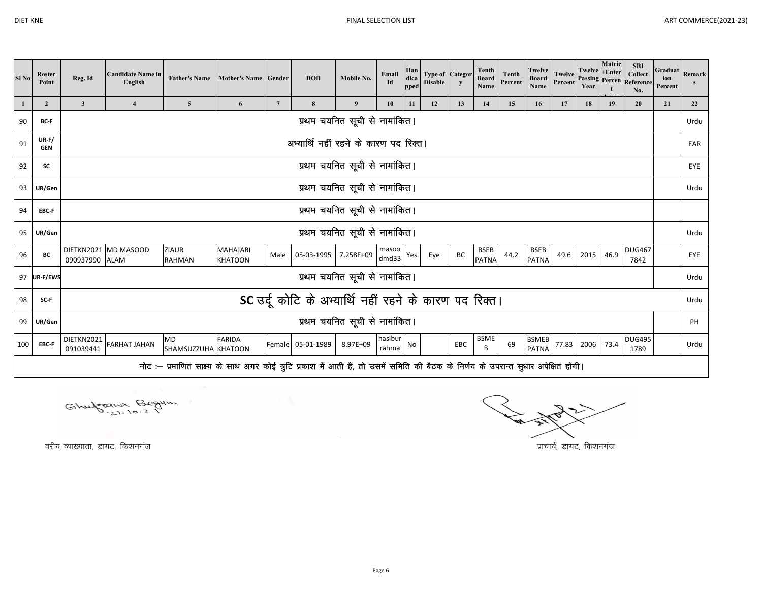| Sl No | Roster Point | Reg. Id | Candidate Name in English | Father's Name | Mother's Name | Gender | DOB | Mobile No. | Email Id | Handicapped | Type of Disable | Category | Tenth Board Name | Tenth Percent | Twelve Board Name | Twelve Percent | Twelve Passing Year | Matric +Enter Percent Avera | SBI Collect Reference No. | Graduation Percent | Remarks |
|---|---|---|---|---|---|---|---|---|---|---|---|---|---|---|---|---|---|---|---|---|---|
| 1 | 2 | 3 | 4 | 5 | 6 | 7 | 8 | 9 | 10 | 11 | 12 | 13 | 14 | 15 | 16 | 17 | 18 | 19 | 20 | 21 | 22 |
| 90 | BC-F | प्रथम चयनित सूची से नामांकित। | | | | | | | | | | | | | | | | | | | Urdu |
| 91 | UR-F/ GEN | अभ्यार्थि नहीं रहने के कारण पद रिक्त। | | | | | | | | | | | | | | | | | | | EAR |
| 92 | SC | प्रथम चयनित सूची से नामांकित। | | | | | | | | | | | | | | | | | | | EYE |
| 93 | UR/Gen | प्रथम चयनित सूची से नामांकित। | | | | | | | | | | | | | | | | | | | Urdu |
| 94 | EBC-F | प्रथम चयनित सूची से नामांकित। | | | | | | | | | | | | | | | | | | | |
| 95 | UR/Gen | प्रथम चयनित सूची से नामांकित। | | | | | | | | | | | | | | | | | | | Urdu |
| 96 | BC | DIETKN2021 090937990 | MD MASOOD ALAM | ZIAUR RAHMAN | MAHAJABI KHATOON | Male | 05-03-1995 | 7.258E+09 | masoo dmd33 | Yes | Eye | BC | BSEB PATNA | 44.2 | BSEB PATNA | 49.6 | 2015 | 46.9 | DUG467 7842 | | EYE |
| 97 | UR-F/EWS | प्रथम चयनित सूची से नामांकित। | | | | | | | | | | | | | | | | | | | Urdu |
| 98 | SC-F | **SC उर्दू कोटि के अभ्यार्थि नहीं रहने के कारण पद रिक्त।** | | | | | | | | | | | | | | | | | | | Urdu |
| 99 | UR/Gen | प्रथम चयनित सूची से नामांकित। | | | | | | | | | | | | | | | | | | | PH |
| 100 | EBC-F | DIETKN2021 091039441 | FARHAT JAHAN | MD SHAMSUZZUHA | FARIDA KHATOON | Female | 05-01-1989 | 8.97E+09 | hasibur rahma | No | | EBC | BSMEB | 69 | BSMEB PATNA | 77.83 | 2006 | 73.4 | DUG495 1789 | | Urdu |

नोट :– प्रमाणित साक्ष्य के साथ अगर कोई त्रुटि प्रकाश में आती है, तो उसमें समिति की बैठक के निर्णय के उपरान्त सुधार अपेक्षित होगी।

Ghufrana Begum
21.10.21

वरीय व्याख्याता, डायट, किशनगंज

प्राचार्य, डायट, किशनगंज